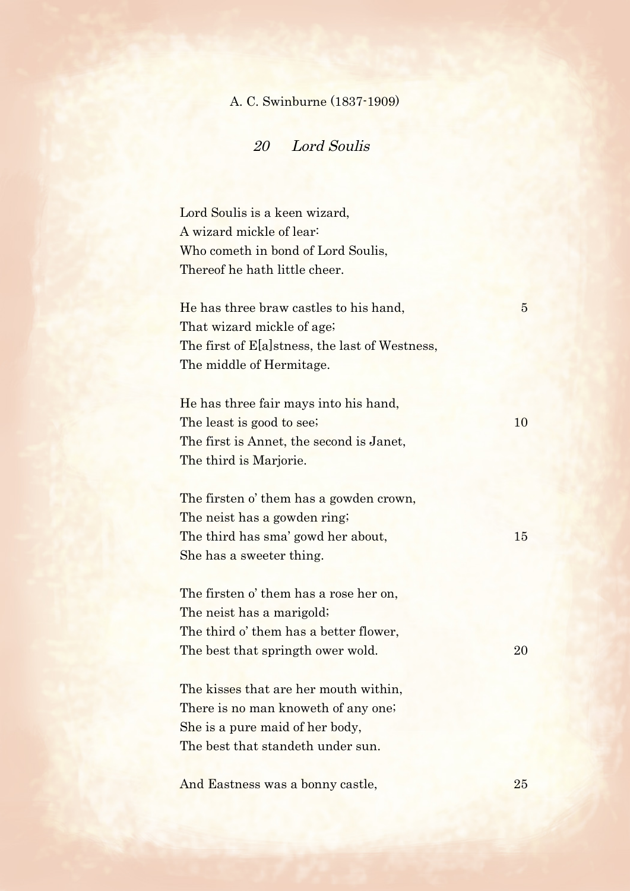A. C. Swinburne (1837-1909)

## *20 Lord Soulis*

Lord Soulis is a keen wizard,
A wizard mickle of lear:
Who cometh in bond of Lord Soulis,
Thereof he hath little cheer.

He has three braw castles to his hand, 5
That wizard mickle of age;
The first of E[a]stness, the last of Westness,
The middle of Hermitage.

He has three fair mays into his hand,
The least is good to see; 10
The first is Annet, the second is Janet,
The third is Marjorie.

The firsten o' them has a gowden crown,
The neist has a gowden ring;
The third has sma' gowd her about, 15
She has a sweeter thing.

The firsten o' them has a rose her on,
The neist has a marigold;
The third o' them has a better flower,
The best that springth ower wold. 20

The kisses that are her mouth within,
There is no man knoweth of any one;
She is a pure maid of her body,
The best that standeth under sun.

And Eastness was a bonny castle, 25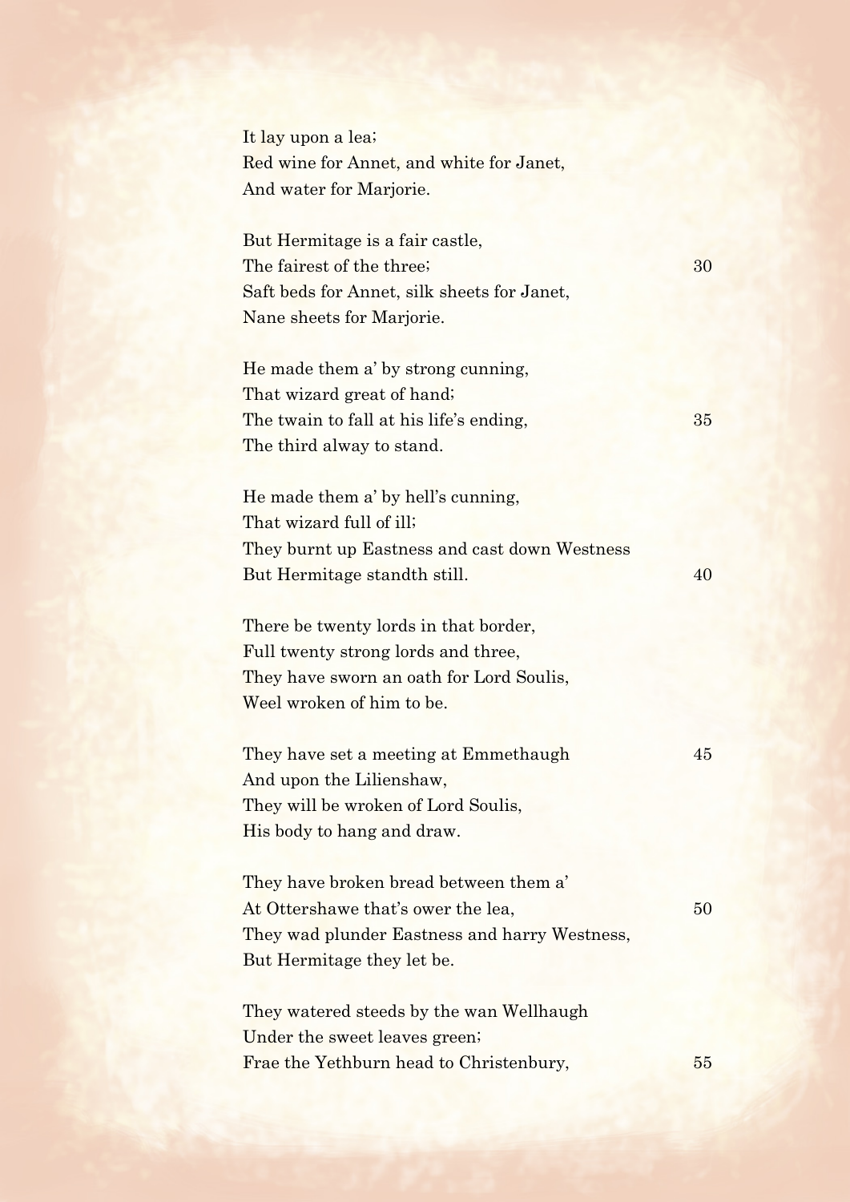It lay upon a lea;
Red wine for Annet, and white for Janet,
And water for Marjorie.

But Hermitage is a fair castle,
The fairest of the three; 30
Saft beds for Annet, silk sheets for Janet,
Nane sheets for Marjorie.

He made them a' by strong cunning,
That wizard great of hand;
The twain to fall at his life's ending, 35
The third alway to stand.

He made them a' by hell's cunning,
That wizard full of ill;
They burnt up Eastness and cast down Westness
But Hermitage standth still. 40

There be twenty lords in that border,
Full twenty strong lords and three,
They have sworn an oath for Lord Soulis,
Weel wroken of him to be.

They have set a meeting at Emmethaugh 45
And upon the Lilienshaw,
They will be wroken of Lord Soulis,
His body to hang and draw.

They have broken bread between them a'
At Ottershawe that's ower the lea, 50
They wad plunder Eastness and harry Westness,
But Hermitage they let be.

They watered steeds by the wan Wellhaugh
Under the sweet leaves green;
Frae the Yethburn head to Christenbury, 55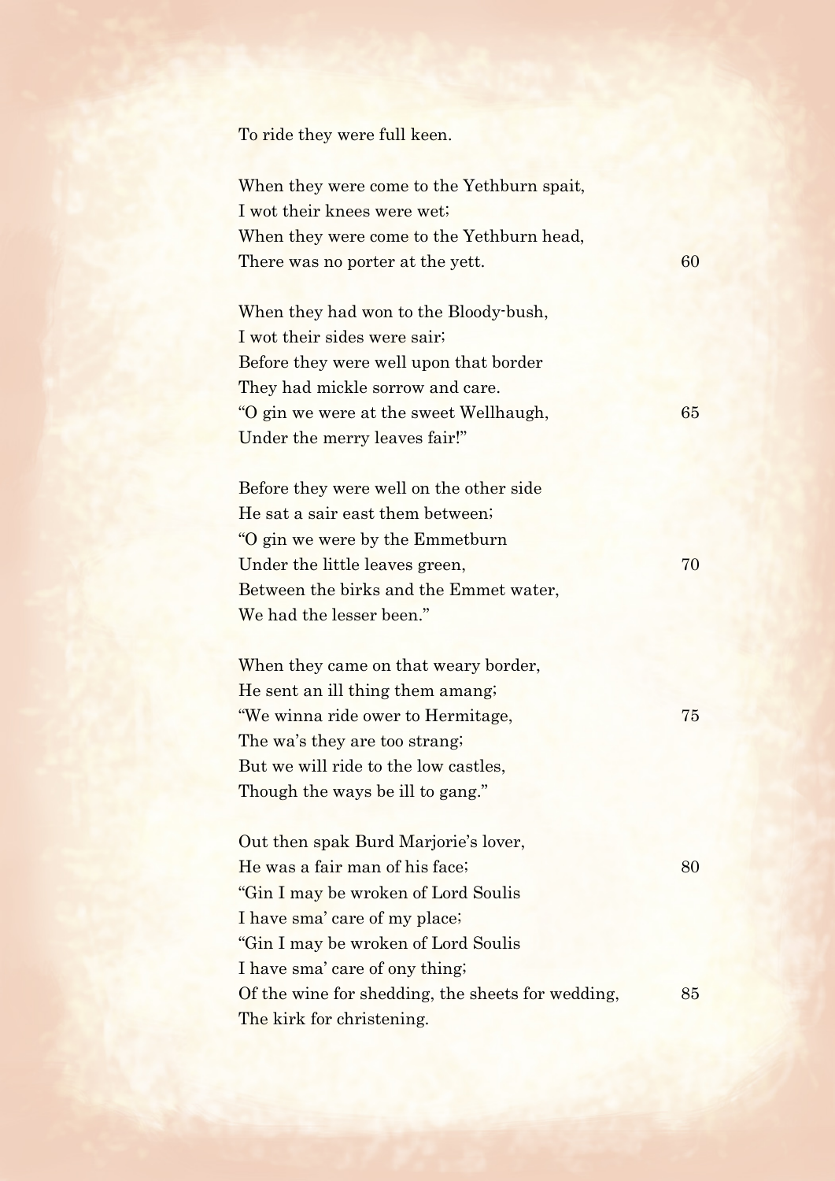To ride they were full keen.

When they were come to the Yethburn spait,  
I wot their knees were wet;  
When they were come to the Yethburn head,  
There was no porter at the yett. 60

When they had won to the Bloody-bush,  
I wot their sides were sair;  
Before they were well upon that border  
They had mickle sorrow and care.  
"O gin we were at the sweet Wellhaugh, 65  
Under the merry leaves fair!"

Before they were well on the other side  
He sat a sair east them between;  
"O gin we were by the Emmetburn  
Under the little leaves green, 70  
Between the birks and the Emmet water,  
We had the lesser been."

When they came on that weary border,  
He sent an ill thing them amang;  
"We winna ride ower to Hermitage, 75  
The wa's they are too strang;  
But we will ride to the low castles,  
Though the ways be ill to gang."

Out then spak Burd Marjorie's lover,  
He was a fair man of his face; 80  
"Gin I may be wroken of Lord Soulis  
I have sma' care of my place;  
"Gin I may be wroken of Lord Soulis  
I have sma' care of ony thing;  
Of the wine for shedding, the sheets for wedding, 85  
The kirk for christening.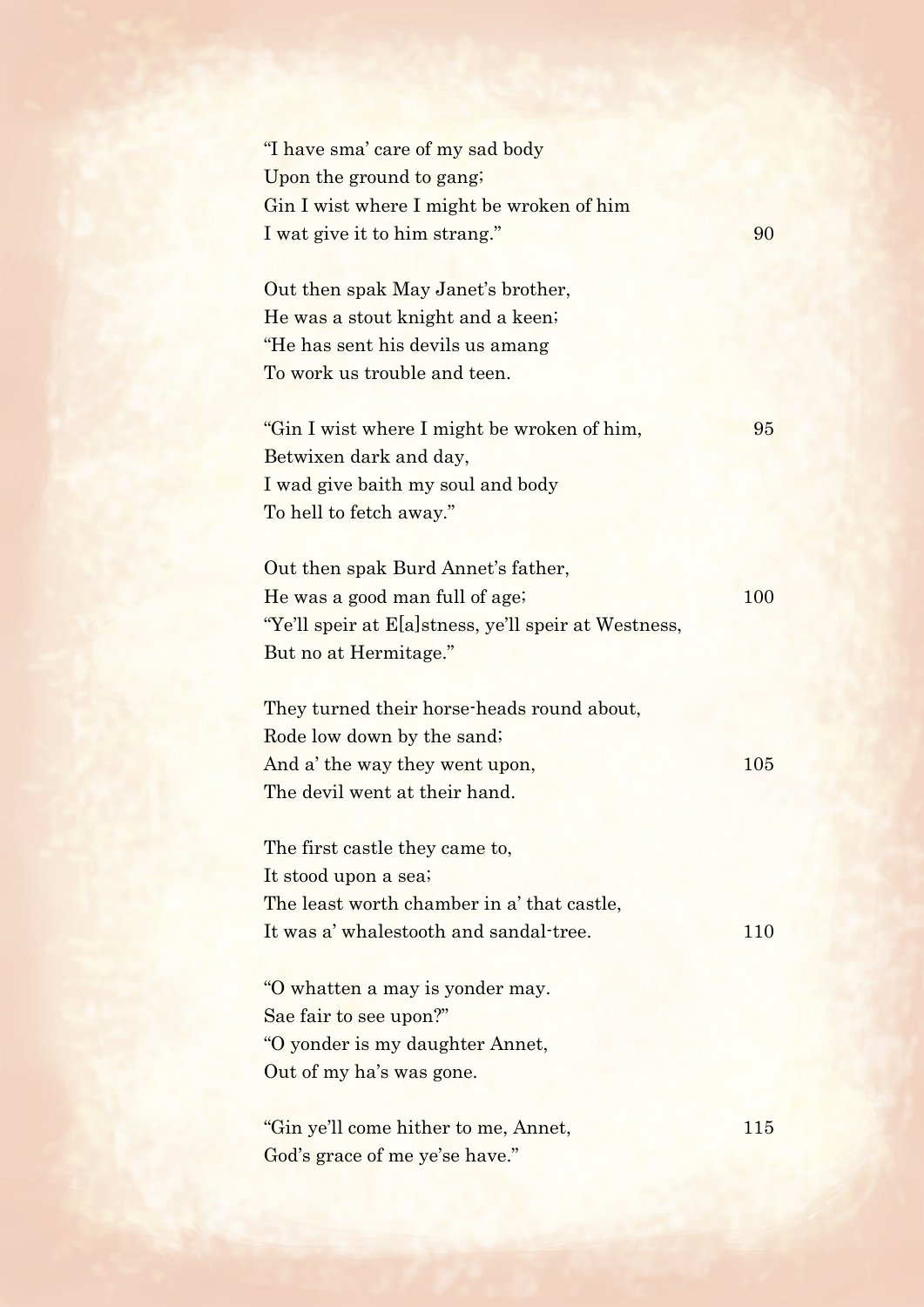"I have sma' care of my sad body
Upon the ground to gang;
Gin I wist where I might be wroken of him
I wat give it to him strang." 90

Out then spak May Janet's brother,
He was a stout knight and a keen;
"He has sent his devils us amang
To work us trouble and teen.

"Gin I wist where I might be wroken of him, 95
Betwixen dark and day,
I wad give baith my soul and body
To hell to fetch away."

Out then spak Burd Annet's father,
He was a good man full of age; 100
"Ye'll speir at E[a]stness, ye'll speir at Westness,
But no at Hermitage."

They turned their horse-heads round about,
Rode low down by the sand;
And a' the way they went upon, 105
The devil went at their hand.

The first castle they came to,
It stood upon a sea;
The least worth chamber in a' that castle,
It was a' whalestooth and sandal-tree. 110

"O whatten a may is yonder may.
Sae fair to see upon?"
"O yonder is my daughter Annet,
Out of my ha's was gone.

"Gin ye'll come hither to me, Annet, 115
God's grace of me ye'se have."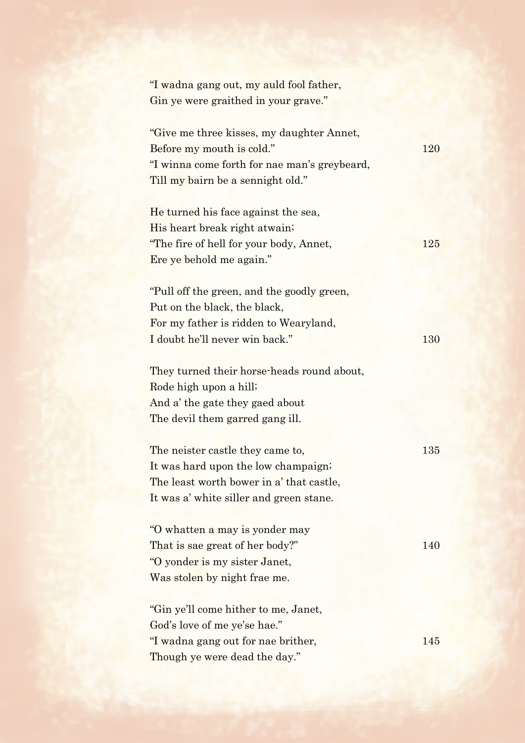"I wadna gang out, my auld fool father,
Gin ye were graithed in your grave."

"Give me three kisses, my daughter Annet,
Before my mouth is cold." 120
"I winna come forth for nae man's greybeard,
Till my bairn be a sennight old."

He turned his face against the sea,
His heart break right atwain;
"The fire of hell for your body, Annet, 125
Ere ye behold me again."

"Pull off the green, and the goodly green,
Put on the black, the black,
For my father is ridden to Wearyland,
I doubt he'll never win back." 130

They turned their horse-heads round about,
Rode high upon a hill;
And a' the gate they gaed about
The devil them garred gang ill.

The neister castle they came to, 135
It was hard upon the low champaign;
The least worth bower in a' that castle,
It was a' white siller and green stane.

"O whatten a may is yonder may
That is sae great of her body?" 140
"O yonder is my sister Janet,
Was stolen by night frae me.

"Gin ye'll come hither to me, Janet,
God's love of me ye'se hae."
"I wadna gang out for nae brither, 145
Though ye were dead the day."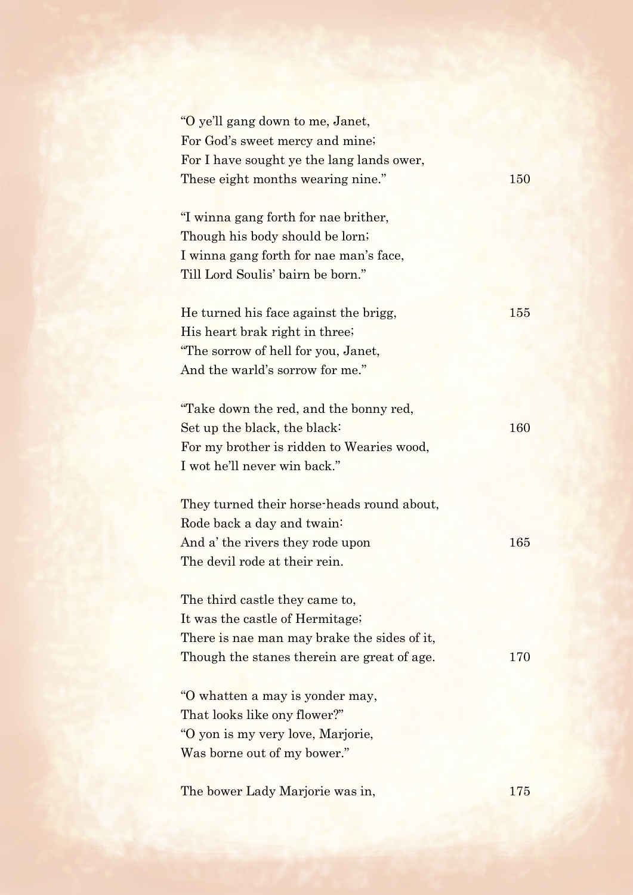"O ye'll gang down to me, Janet,  
For God's sweet mercy and mine;  
For I have sought ye the lang lands ower,  
These eight months wearing nine." 150

"I winna gang forth for nae brither,  
Though his body should be lorn;  
I winna gang forth for nae man's face,  
Till Lord Soulis' bairn be born."

He turned his face against the brigg, 155  
His heart brak right in three;  
"The sorrow of hell for you, Janet,  
And the warld's sorrow for me."

"Take down the red, and the bonny red,  
Set up the black, the black: 160  
For my brother is ridden to Wearies wood,  
I wot he'll never win back."

They turned their horse-heads round about,  
Rode back a day and twain:  
And a' the rivers they rode upon 165  
The devil rode at their rein.

The third castle they came to,  
It was the castle of Hermitage;  
There is nae man may brake the sides of it,  
Though the stanes therein are great of age. 170

"O whatten a may is yonder may,  
That looks like ony flower?"  
"O yon is my very love, Marjorie,  
Was borne out of my bower."

The bower Lady Marjorie was in, 175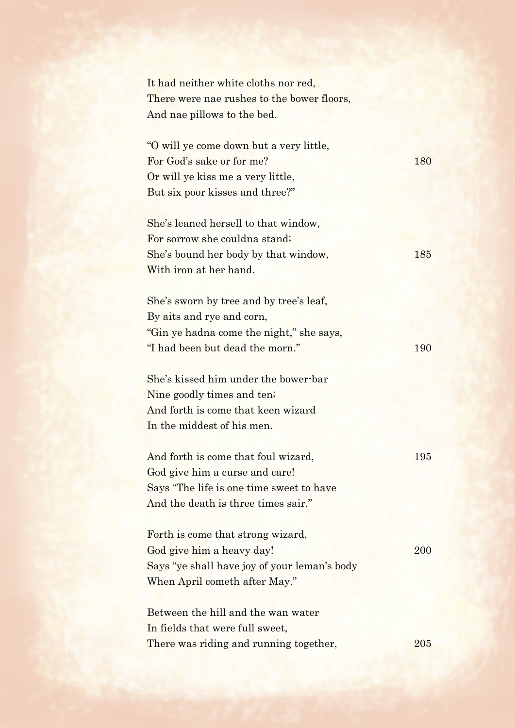It had neither white cloths nor red,  
There were nae rushes to the bower floors,  
And nae pillows to the bed.

"O will ye come down but a very little,  
For God's sake or for me? 180  
Or will ye kiss me a very little,  
But six poor kisses and three?"

She's leaned hersell to that window,  
For sorrow she couldna stand;  
She's bound her body by that window, 185  
With iron at her hand.

She's sworn by tree and by tree's leaf,  
By aits and rye and corn,  
"Gin ye hadna come the night," she says,  
"I had been but dead the morn." 190

She's kissed him under the bower-bar  
Nine goodly times and ten;  
And forth is come that keen wizard  
In the middest of his men.

And forth is come that foul wizard, 195  
God give him a curse and care!  
Says "The life is one time sweet to have  
And the death is three times sair."

Forth is come that strong wizard,  
God give him a heavy day! 200  
Says "ye shall have joy of your leman's body  
When April cometh after May."

Between the hill and the wan water  
In fields that were full sweet,  
There was riding and running together, 205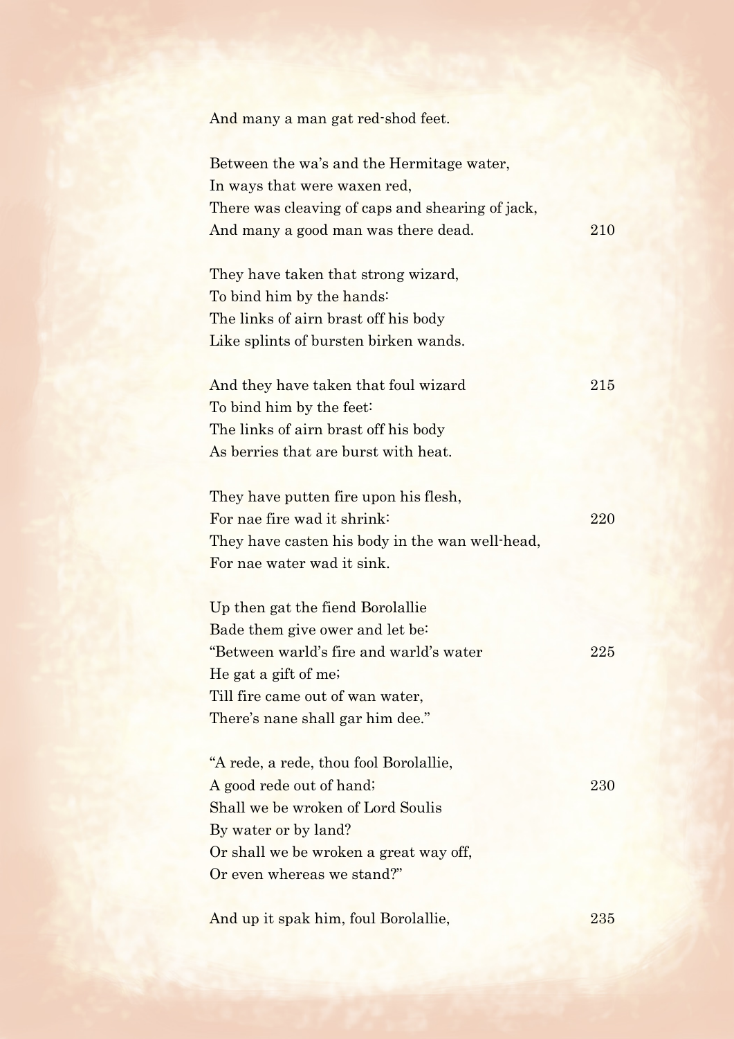And many a man gat red-shod feet.

Between the wa's and the Hermitage water,  
In ways that were waxen red,  
There was cleaving of caps and shearing of jack,  
And many a good man was there dead. 210

They have taken that strong wizard,  
To bind him by the hands:  
The links of airn brast off his body  
Like splints of bursten birken wands.

And they have taken that foul wizard 215  
To bind him by the feet:  
The links of airn brast off his body  
As berries that are burst with heat.

They have putten fire upon his flesh,  
For nae fire wad it shrink: 220  
They have casten his body in the wan well-head,  
For nae water wad it sink.

Up then gat the fiend Borolallie  
Bade them give ower and let be:  
"Between warld's fire and warld's water 225  
He gat a gift of me;  
Till fire came out of wan water,  
There's nane shall gar him dee."

"A rede, a rede, thou fool Borolallie,  
A good rede out of hand; 230  
Shall we be wroken of Lord Soulis  
By water or by land?  
Or shall we be wroken a great way off,  
Or even whereas we stand?"

And up it spak him, foul Borolallie, 235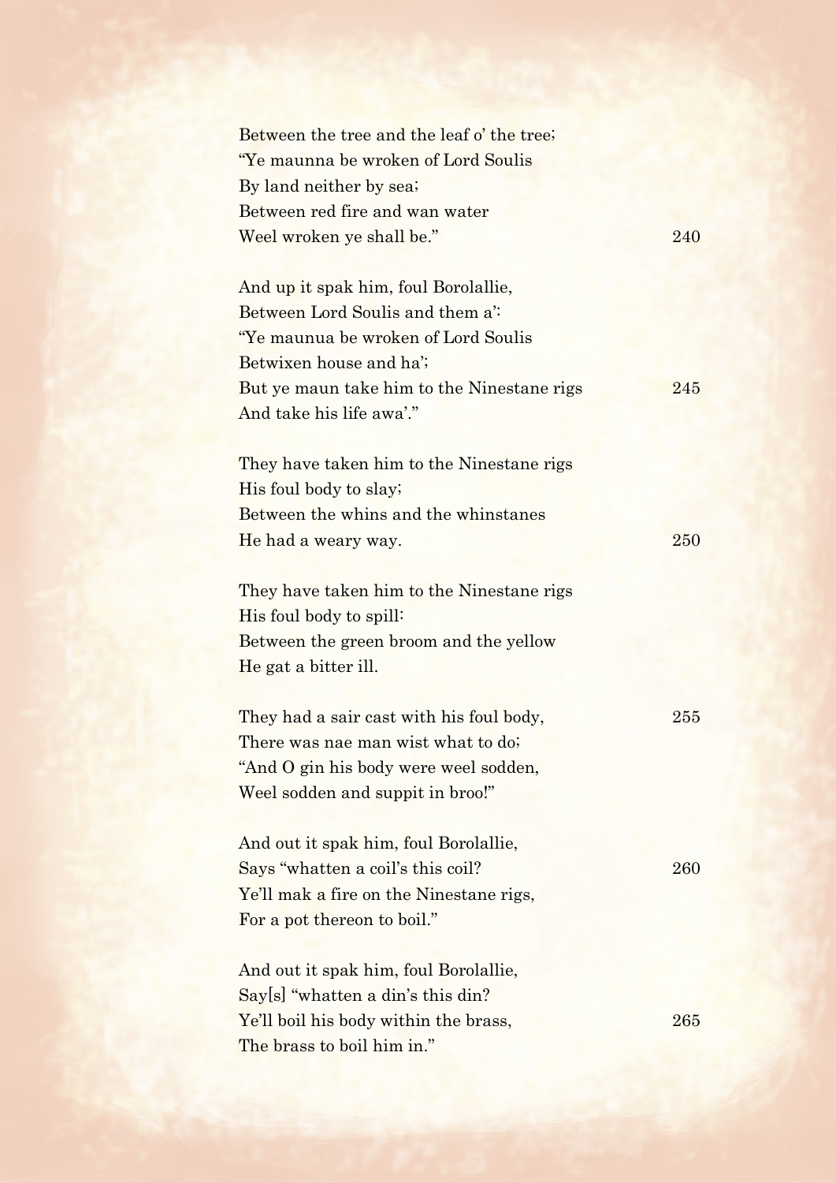Between the tree and the leaf o' the tree;
"Ye maunna be wroken of Lord Soulis
By land neither by sea;
Between red fire and wan water
Weel wroken ye shall be." 240

And up it spak him, foul Borolallie,
Between Lord Soulis and them a':
"Ye maunua be wroken of Lord Soulis
Betwixen house and ha';
But ye maun take him to the Ninestane rigs 245
And take his life awa'."

They have taken him to the Ninestane rigs
His foul body to slay;
Between the whins and the whinstanes
He had a weary way. 250

They have taken him to the Ninestane rigs
His foul body to spill:
Between the green broom and the yellow
He gat a bitter ill.

They had a sair cast with his foul body, 255
There was nae man wist what to do;
"And O gin his body were weel sodden,
Weel sodden and suppit in broo!"

And out it spak him, foul Borolallie,
Says "whatten a coil's this coil? 260
Ye'll mak a fire on the Ninestane rigs,
For a pot thereon to boil."

And out it spak him, foul Borolallie,
Say[s] "whatten a din's this din?
Ye'll boil his body within the brass, 265
The brass to boil him in."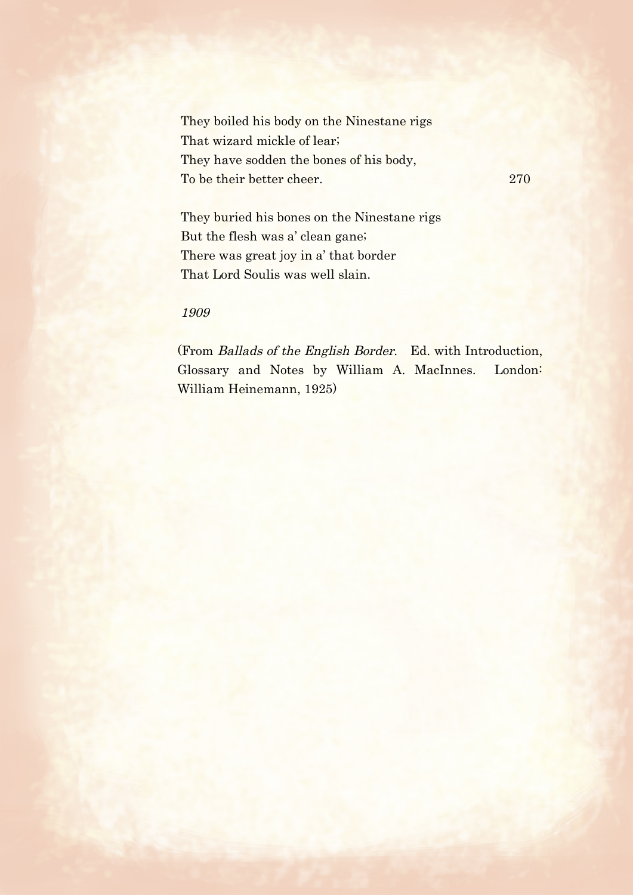They boiled his body on the Ninestane rigs  
That wizard mickle of lear;  
They have sodden the bones of his body,  
To be their better cheer. 270

They buried his bones on the Ninestane rigs  
But the flesh was a' clean gane;  
There was great joy in a' that border  
That Lord Soulis was well slain.

*1909*

(From *Ballads of the English Border*. Ed. with Introduction, Glossary and Notes by William A. MacInnes. London: William Heinemann, 1925)